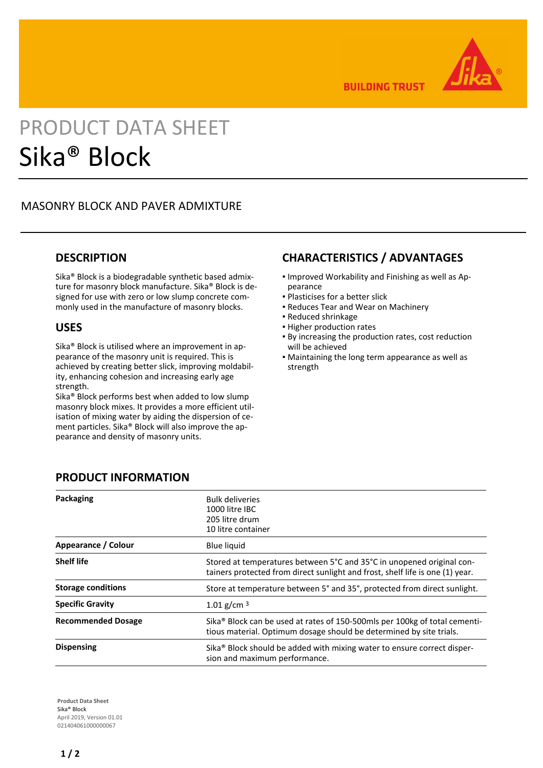BUILDING TRUST

# PRODUCT DATA SHEET
# Sika® Block

## MASONRY BLOCK AND PAVER ADMIXTURE

## DESCRIPTION

Sika® Block is a biodegradable synthetic based admixture for masonry block manufacture. Sika® Block is designed for use with zero or low slump concrete commonly used in the manufacture of masonry blocks.

## USES

Sika® Block is utilised where an improvement in appearance of the masonry unit is required. This is achieved by creating better slick, improving mouldability, enhancing cohesion and increasing early age strength.
Sika® Block performs best when added to low slump masonry block mixes. It provides a more efficient utilisation of mixing water by aiding the dispersion of cement particles. Sika® Block will also improve the appearance and density of masonry units.

## CHARACTERISTICS / ADVANTAGES

- Improved Workability and Finishing as well as Appearance
- Plasticises for a better slick
- Reduces Tear and Wear on Machinery
- Reduced shrinkage
- Higher production rates
- By increasing the production rates, cost reduction will be achieved
- Maintaining the long term appearance as well as strength

## PRODUCT INFORMATION

| | |
|---|---|
| **Packaging** | Bulk deliveries<br>1000 litre IBC<br>205 litre drum<br>10 litre container |
| **Appearance / Colour** | Blue liquid |
| **Shelf life** | Stored at temperatures between 5°C and 35°C in unopened original containers protected from direct sunlight and frost, shelf life is one (1) year. |
| **Storage conditions** | Store at temperature between 5° and 35°, protected from direct sunlight. |
| **Specific Gravity** | 1.01 g/cm $^3$ |
| **Recommended Dosage** | Sika® Block can be used at rates of 150-500mls per 100kg of total cementitious material. Optimum dosage should be determined by site trials. |
| **Dispensing** | Sika® Block should be added with mixing water to ensure correct dispersion and maximum performance. |

**Product Data Sheet**
Sika® Block
April 2019, Version 01.01
021404061000000067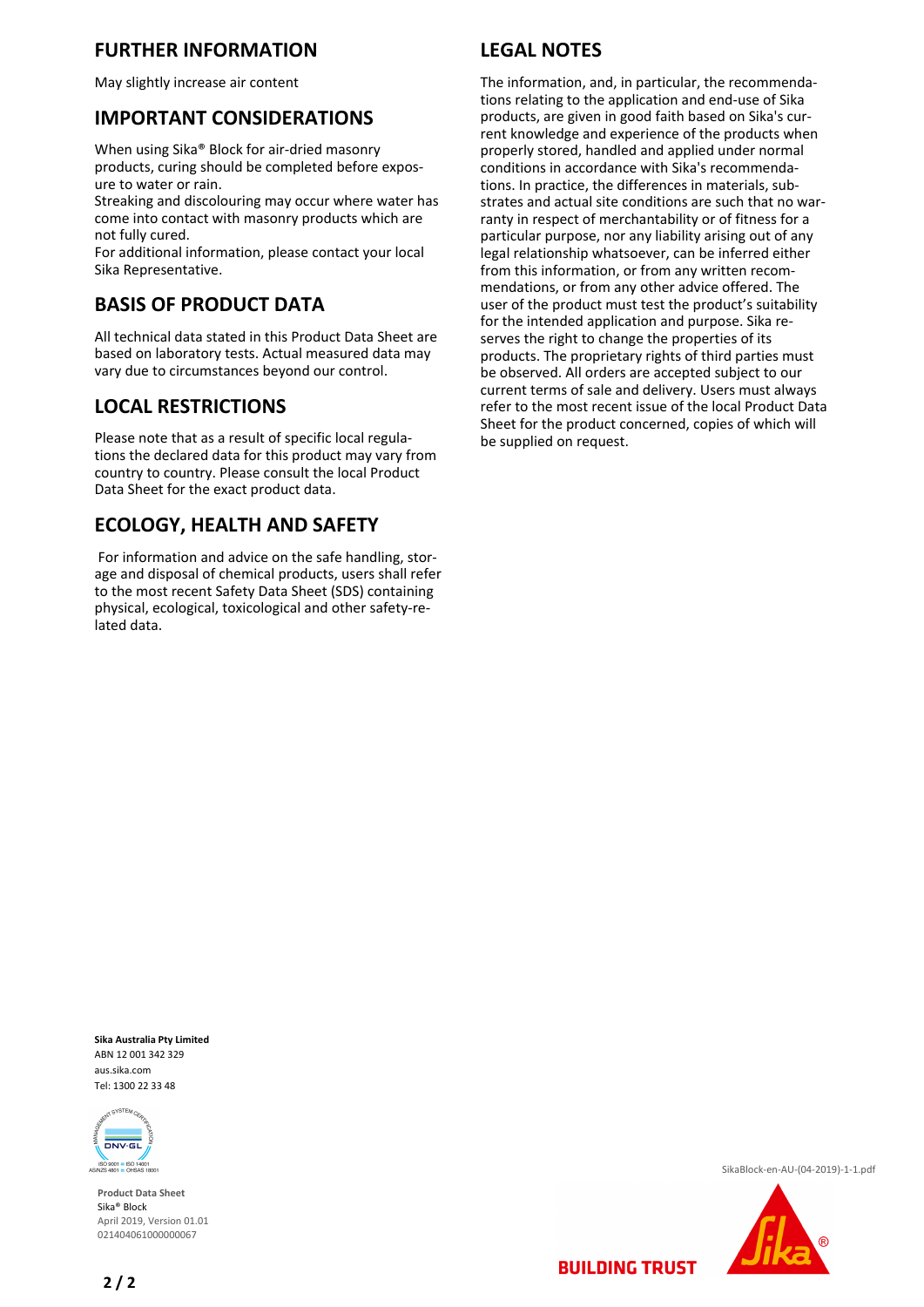## FURTHER INFORMATION

May slightly increase air content

## IMPORTANT CONSIDERATIONS

When using Sika® Block for air-dried masonry products, curing should be completed before exposure to water or rain.
Streaking and discolouring may occur where water has come into contact with masonry products which are not fully cured.
For additional information, please contact your local Sika Representative.

## BASIS OF PRODUCT DATA

All technical data stated in this Product Data Sheet are based on laboratory tests. Actual measured data may vary due to circumstances beyond our control.

## LOCAL RESTRICTIONS

Please note that as a result of specific local regulations the declared data for this product may vary from country to country. Please consult the local Product Data Sheet for the exact product data.

## ECOLOGY, HEALTH AND SAFETY

For information and advice on the safe handling, storage and disposal of chemical products, users shall refer to the most recent Safety Data Sheet (SDS) containing physical, ecological, toxicological and other safety-related data.

## LEGAL NOTES

The information, and, in particular, the recommendations relating to the application and end-use of Sika products, are given in good faith based on Sika's current knowledge and experience of the products when properly stored, handled and applied under normal conditions in accordance with Sika's recommendations. In practice, the differences in materials, substrates and actual site conditions are such that no warranty in respect of merchantability or of fitness for a particular purpose, nor any liability arising out of any legal relationship whatsoever, can be inferred either from this information, or from any written recommendations, or from any other advice offered. The user of the product must test the product's suitability for the intended application and purpose. Sika reserves the right to change the properties of its products. The proprietary rights of third parties must be observed. All orders are accepted subject to our current terms of sale and delivery. Users must always refer to the most recent issue of the local Product Data Sheet for the product concerned, copies of which will be supplied on request.

**Sika Australia Pty Limited**
ABN 12 001 342 329
aus.sika.com
Tel: 1300 22 33 48

ISO 9001 ■ ISO 14001
AS/NZS 4801 ■ OHSAS 18001

**Product Data Sheet**
Sika® Block
April 2019, Version 01.01
021404061000000067

SikaBlock-en-AU-(04-2019)-1-1.pdf

**BUILDING TRUST**